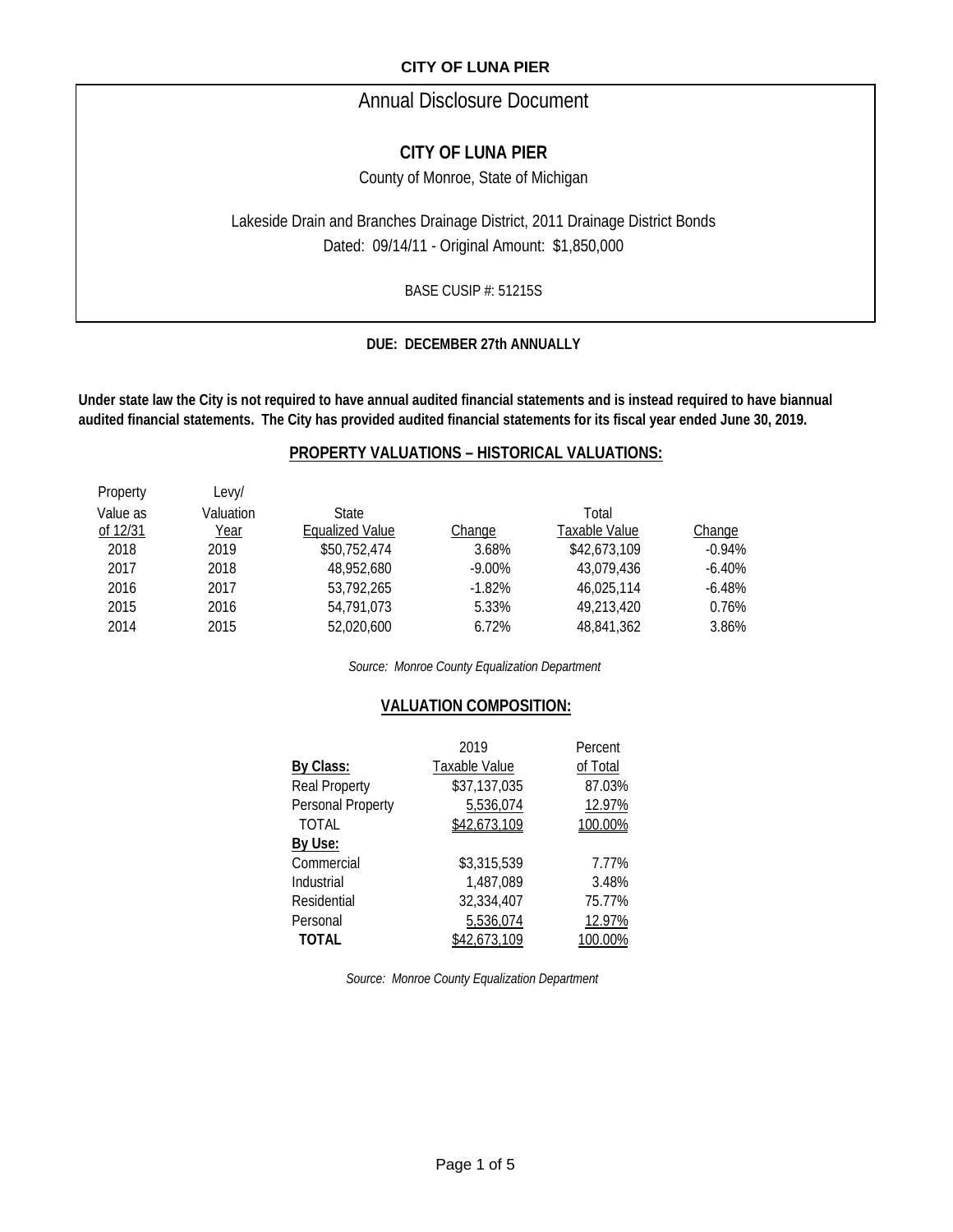**CITY OF LUNA PIER**

# Annual Disclosure Document

## CITY OF LUNA PIER

County of Monroe, State of Michigan

Lakeside Drain and Branches Drainage District, 2011 Drainage District Bonds

Dated: 09/14/11 - Original Amount: $1,850,000

BASE CUSIP #: 51215S

**DUE: DECEMBER 27th ANNUALLY**

**Under state law the City is not required to have annual audited financial statements and is instead required to have biannual audited financial statements. The City has provided audited financial statements for its fiscal year ended June 30, 2019.**

## PROPERTY VALUATIONS – HISTORICAL VALUATIONS:

| Property Value as of 12/31 | Levy/ Valuation Year | State Equalized Value | Change | Total Taxable Value | Change |
|---|---|---|---|---|---|
| 2018 | 2019 | $50,752,474 | 3.68% | $42,673,109 | -0.94% |
| 2017 | 2018 | 48,952,680 | -9.00% | 43,079,436 | -6.40% |
| 2016 | 2017 | 53,792,265 | -1.82% | 46,025,114 | -6.48% |
| 2015 | 2016 | 54,791,073 | 5.33% | 49,213,420 | 0.76% |
| 2014 | 2015 | 52,020,600 | 6.72% | 48,841,362 | 3.86% |

*Source: Monroe County Equalization Department*

## VALUATION COMPOSITION:

| | 2019 Taxable Value | Percent of Total |
|---|---|---|
| **By Class:** | | |
| Real Property | $37,137,035 | 87.03% |
| Personal Property | 5,536,074 | 12.97% |
| TOTAL | $42,673,109 | 100.00% |
| **By Use:** | | |
| Commercial | $3,315,539 | 7.77% |
| Industrial | 1,487,089 | 3.48% |
| Residential | 32,334,407 | 75.77% |
| Personal | 5,536,074 | 12.97% |
| **TOTAL** | $42,673,109 | 100.00% |

*Source: Monroe County Equalization Department*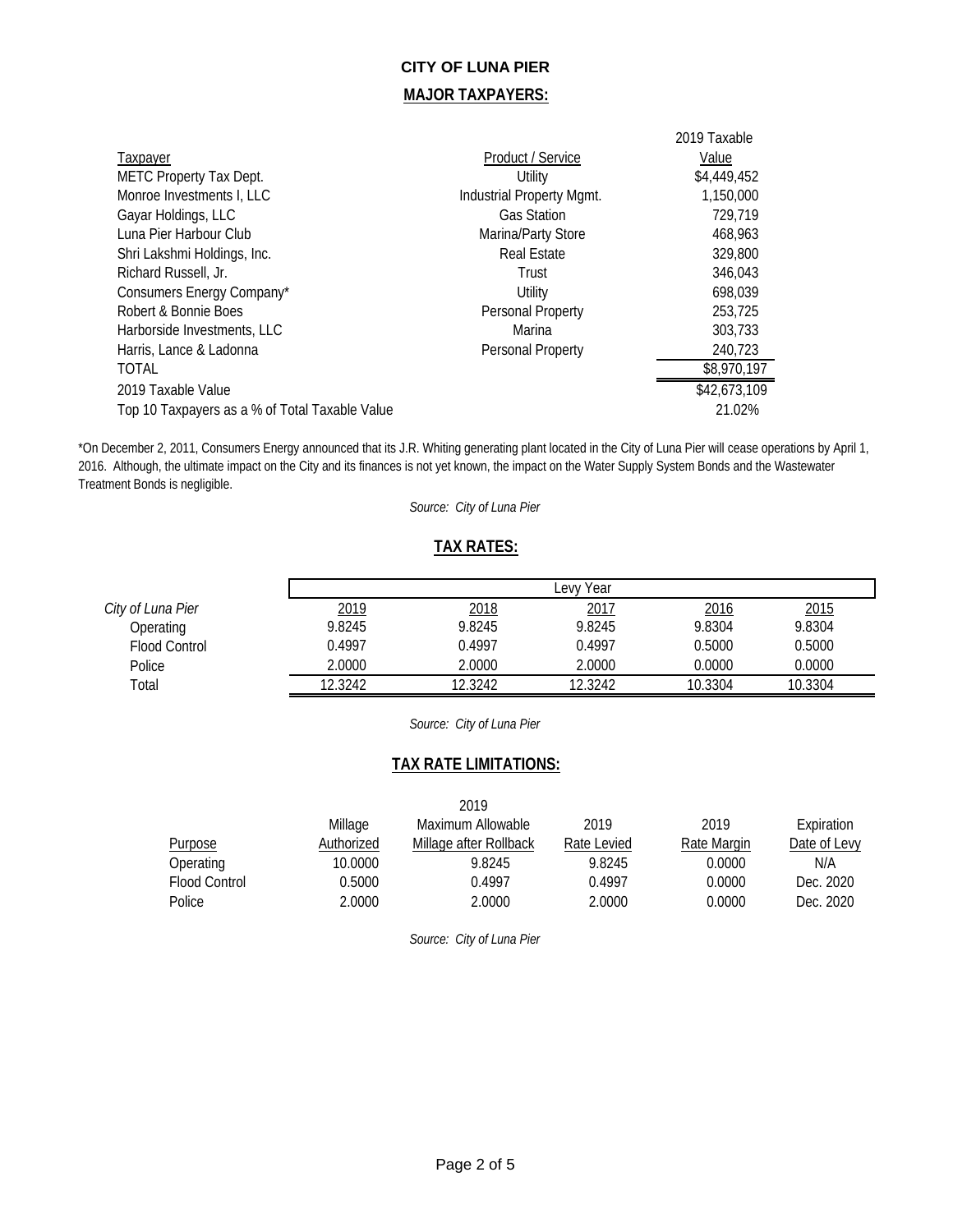# CITY OF LUNA PIER

## MAJOR TAXPAYERS:

| Taxpayer | Product / Service | 2019 Taxable Value |
|---|---|---|
| METC Property Tax Dept. | Utility | $4,449,452 |
| Monroe Investments I, LLC | Industrial Property Mgmt. | 1,150,000 |
| Gayar Holdings, LLC | Gas Station | 729,719 |
| Luna Pier Harbour Club | Marina/Party Store | 468,963 |
| Shri Lakshmi Holdings, Inc. | Real Estate | 329,800 |
| Richard Russell, Jr. | Trust | 346,043 |
| Consumers Energy Company* | Utility | 698,039 |
| Robert & Bonnie Boes | Personal Property | 253,725 |
| Harborside Investments, LLC | Marina | 303,733 |
| Harris, Lance & Ladonna | Personal Property | 240,723 |
| TOTAL | | $8,970,197 |
| 2019 Taxable Value | | $42,673,109 |
| Top 10 Taxpayers as a % of Total Taxable Value | | 21.02% |

*On December 2, 2011, Consumers Energy announced that its J.R. Whiting generating plant located in the City of Luna Pier will cease operations by April 1, 2016. Although, the ultimate impact on the City and its finances is not yet known, the impact on the Water Supply System Bonds and the Wastewater Treatment Bonds is negligible.

*Source: City of Luna Pier*

## TAX RATES:

| | Levy Year | | | | |
|---|---|---|---|---|---|
| *City of Luna Pier* | 2019 | 2018 | 2017 | 2016 | 2015 |
| Operating | 9.8245 | 9.8245 | 9.8245 | 9.8304 | 9.8304 |
| Flood Control | 0.4997 | 0.4997 | 0.4997 | 0.5000 | 0.5000 |
| Police | 2.0000 | 2.0000 | 2.0000 | 0.0000 | 0.0000 |
| Total | 12.3242 | 12.3242 | 12.3242 | 10.3304 | 10.3304 |

*Source: City of Luna Pier*

## TAX RATE LIMITATIONS:

| Purpose | Millage Authorized | 2019 Maximum Allowable Millage after Rollback | 2019 Rate Levied | 2019 Rate Margin | Expiration Date of Levy |
|---|---|---|---|---|---|
| Operating | 10.0000 | 9.8245 | 9.8245 | 0.0000 | N/A |
| Flood Control | 0.5000 | 0.4997 | 0.4997 | 0.0000 | Dec. 2020 |
| Police | 2.0000 | 2.0000 | 2.0000 | 0.0000 | Dec. 2020 |

*Source: City of Luna Pier*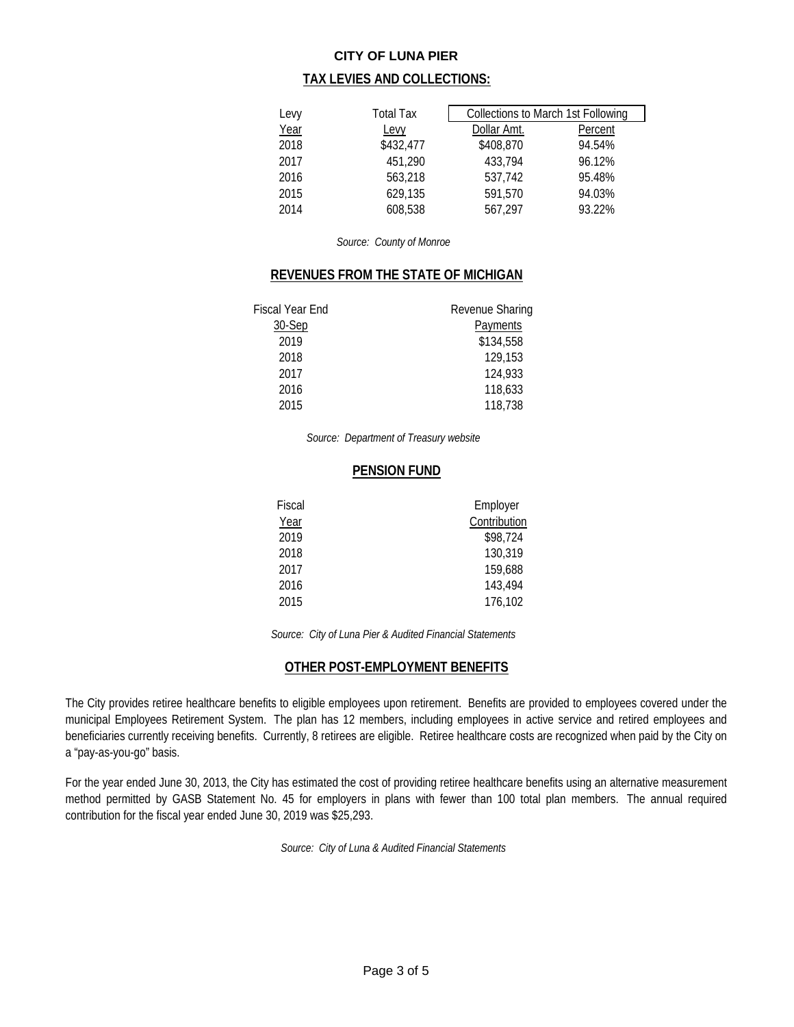**CITY OF LUNA PIER**

## TAX LEVIES AND COLLECTIONS:

| Levy | Total Tax | Collections to March 1st Following | |
|---|---|---|---|
| Year | Levy | Dollar Amt. | Percent |
| 2018 | $432,477 | $408,870 | 94.54% |
| 2017 | 451,290 | 433,794 | 96.12% |
| 2016 | 563,218 | 537,742 | 95.48% |
| 2015 | 629,135 | 591,570 | 94.03% |
| 2014 | 608,538 | 567,297 | 93.22% |

*Source: County of Monroe*

## REVENUES FROM THE STATE OF MICHIGAN

| Fiscal Year End 30-Sep | Revenue Sharing Payments |
|---|---|
| 2019 | $134,558 |
| 2018 | 129,153 |
| 2017 | 124,933 |
| 2016 | 118,633 |
| 2015 | 118,738 |

*Source: Department of Treasury website*

## PENSION FUND

| Fiscal Year | Employer Contribution |
|---|---|
| 2019 | $98,724 |
| 2018 | 130,319 |
| 2017 | 159,688 |
| 2016 | 143,494 |
| 2015 | 176,102 |

*Source: City of Luna Pier & Audited Financial Statements*

## OTHER POST-EMPLOYMENT BENEFITS

The City provides retiree healthcare benefits to eligible employees upon retirement. Benefits are provided to employees covered under the municipal Employees Retirement System. The plan has 12 members, including employees in active service and retired employees and beneficiaries currently receiving benefits. Currently, 8 retirees are eligible. Retiree healthcare costs are recognized when paid by the City on a "pay-as-you-go" basis.

For the year ended June 30, 2013, the City has estimated the cost of providing retiree healthcare benefits using an alternative measurement method permitted by GASB Statement No. 45 for employers in plans with fewer than 100 total plan members. The annual required contribution for the fiscal year ended June 30, 2019 was $25,293.

*Source: City of Luna & Audited Financial Statements*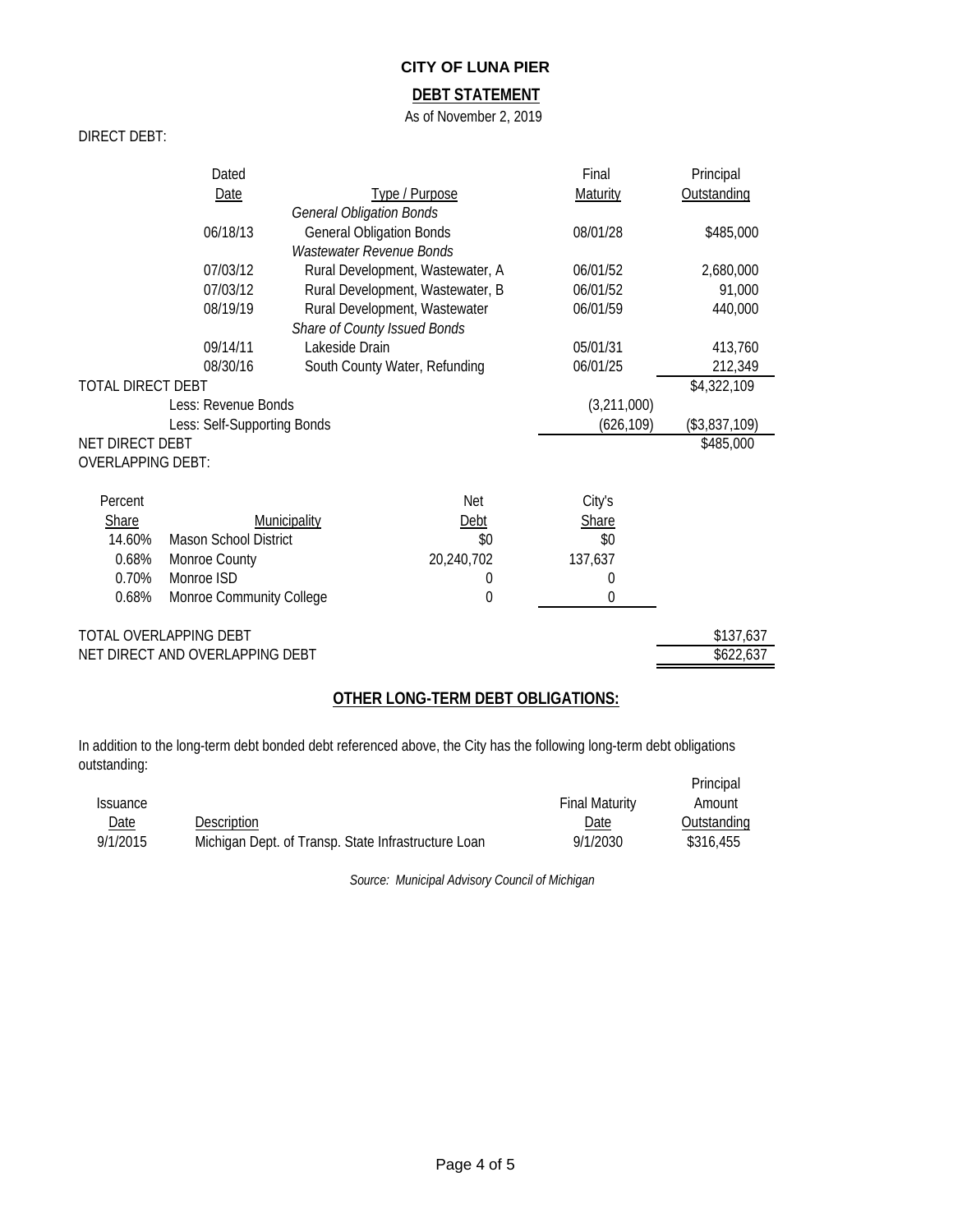# CITY OF LUNA PIER

## DEBT STATEMENT

As of November 2, 2019

DIRECT DEBT:

| | Dated Date | Type / Purpose | Final Maturity | Principal Outstanding |
|---|---|---|---|---|
| | | *General Obligation Bonds* | | |
| | 06/18/13 | General Obligation Bonds | 08/01/28 | $485,000 |
| | | *Wastewater Revenue Bonds* | | |
| | 07/03/12 | Rural Development, Wastewater, A | 06/01/52 | 2,680,000 |
| | 07/03/12 | Rural Development, Wastewater, B | 06/01/52 | 91,000 |
| | 08/19/19 | Rural Development, Wastewater | 06/01/59 | 440,000 |
| | | *Share of County Issued Bonds* | | |
| | 09/14/11 | Lakeside Drain | 05/01/31 | 413,760 |
| | 08/30/16 | South County Water, Refunding | 06/01/25 | 212,349 |
| TOTAL DIRECT DEBT | | | | $4,322,109 |
| | Less: Revenue Bonds | | (3,211,000) | |
| | Less: Self-Supporting Bonds | | (626,109) | ($3,837,109) |
| NET DIRECT DEBT | | | | $485,000 |

OVERLAPPING DEBT:

| Percent Share | Municipality | Net Debt | City's Share | |
|---|---|---|---|---|
| 14.60% | Mason School District | $0 | $0 | |
| 0.68% | Monroe County | 20,240,702 | 137,637 | |
| 0.70% | Monroe ISD | 0 | 0 | |
| 0.68% | Monroe Community College | 0 | 0 | |
| TOTAL OVERLAPPING DEBT | | | | $137,637 |
| NET DIRECT AND OVERLAPPING DEBT | | | | $622,637 |

## OTHER LONG-TERM DEBT OBLIGATIONS:

In addition to the long-term debt bonded debt referenced above, the City has the following long-term debt obligations outstanding:

| Issuance Date | Description | Final Maturity Date | Principal Amount Outstanding |
|---|---|---|---|
| 9/1/2015 | Michigan Dept. of Transp. State Infrastructure Loan | 9/1/2030 | $316,455 |

*Source: Municipal Advisory Council of Michigan*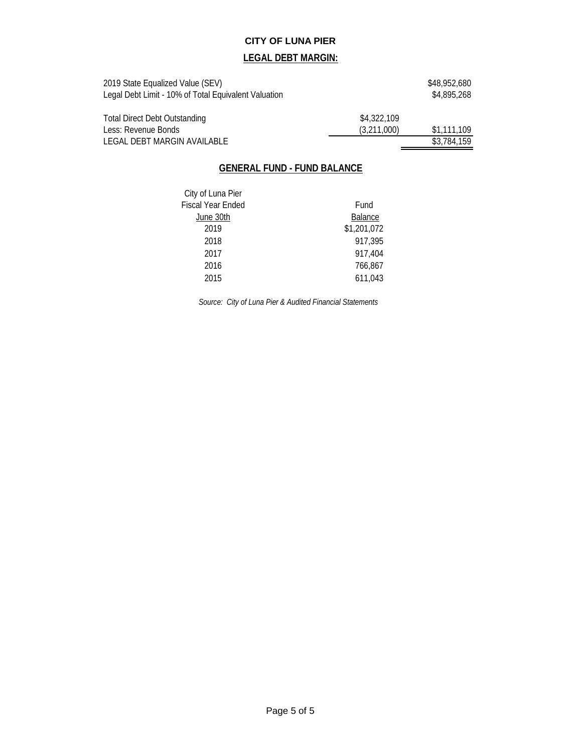# CITY OF LUNA PIER

## LEGAL DEBT MARGIN:

| | | |
|---|---|---|
| 2019 State Equalized Value (SEV) | | $48,952,680 |
| Legal Debt Limit - 10% of Total Equivalent Valuation | | $4,895,268 |
| | | |
| Total Direct Debt Outstanding | $4,322,109 | |
| Less: Revenue Bonds | (3,211,000) | $1,111,109 |
| LEGAL DEBT MARGIN AVAILABLE | | $3,784,159 |

## GENERAL FUND - FUND BALANCE

| City of Luna Pier Fiscal Year Ended June 30th | Fund Balance |
|---|---|
| 2019 | $1,201,072 |
| 2018 | 917,395 |
| 2017 | 917,404 |
| 2016 | 766,867 |
| 2015 | 611,043 |

*Source: City of Luna Pier & Audited Financial Statements*